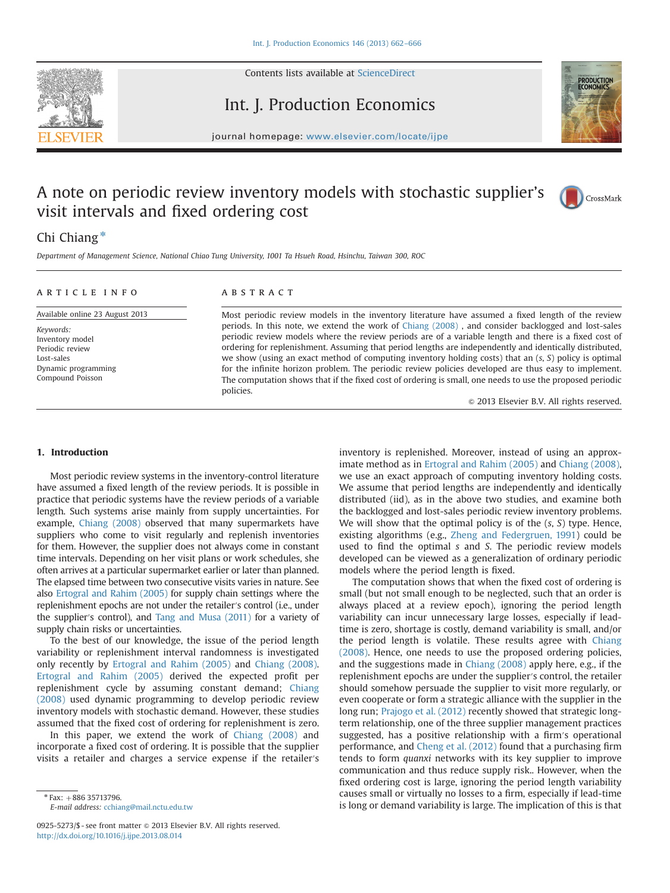# A note on periodic review inventory models with stochastic supplier's visit intervals and fixed ordering cost

Chi Chiang *

*Department of Management Science, National Chiao Tung University, 1001 Ta Hsueh Road, Hsinchu, Taiwan 300, ROC*

## ARTICLE INFO

Available online 23 August 2013

*Keywords:*
Inventory model
Periodic review
Lost-sales
Dynamic programming
Compound Poisson

## ABSTRACT

Most periodic review models in the inventory literature have assumed a fixed length of the review periods. In this note, we extend the work of Chiang (2008) , and consider backlogged and lost-sales periodic review models where the review periods are of a variable length and there is a fixed cost of ordering for replenishment. Assuming that period lengths are independently and identically distributed, we show (using an exact method of computing inventory holding costs) that an (*s*, *S*) policy is optimal for the infinite horizon problem. The periodic review policies developed are thus easy to implement. The computation shows that if the fixed cost of ordering is small, one needs to use the proposed periodic policies.

© 2013 Elsevier B.V. All rights reserved.

## 1. Introduction

Most periodic review systems in the inventory-control literature have assumed a fixed length of the review periods. It is possible in practice that periodic systems have the review periods of a variable length. Such systems arise mainly from supply uncertainties. For example, Chiang (2008) observed that many supermarkets have suppliers who come to visit regularly and replenish inventories for them. However, the supplier does not always come in constant time intervals. Depending on her visit plans or work schedules, she often arrives at a particular supermarket earlier or later than planned. The elapsed time between two consecutive visits varies in nature. See also Ertogral and Rahim (2005) for supply chain settings where the replenishment epochs are not under the retailer's control (i.e., under the supplier's control), and Tang and Musa (2011) for a variety of supply chain risks or uncertainties.

To the best of our knowledge, the issue of the period length variability or replenishment interval randomness is investigated only recently by Ertogral and Rahim (2005) and Chiang (2008). Ertogral and Rahim (2005) derived the expected profit per replenishment cycle by assuming constant demand; Chiang (2008) used dynamic programming to develop periodic review inventory models with stochastic demand. However, these studies assumed that the fixed cost of ordering for replenishment is zero.

In this paper, we extend the work of Chiang (2008) and incorporate a fixed cost of ordering. It is possible that the supplier visits a retailer and charges a service expense if the retailer's inventory is replenished. Moreover, instead of using an approximate method as in Ertogral and Rahim (2005) and Chiang (2008), we use an exact approach of computing inventory holding costs. We assume that period lengths are independently and identically distributed (iid), as in the above two studies, and examine both the backlogged and lost-sales periodic review inventory problems. We will show that the optimal policy is of the (*s*, *S*) type. Hence, existing algorithms (e.g., Zheng and Federgruen, 1991) could be used to find the optimal *s* and *S*. The periodic review models developed can be viewed as a generalization of ordinary periodic models where the period length is fixed.

The computation shows that when the fixed cost of ordering is small (but not small enough to be neglected, such that an order is always placed at a review epoch), ignoring the period length variability can incur unnecessary large losses, especially if lead-time is zero, shortage is costly, demand variability is small, and/or the period length is volatile. These results agree with Chiang (2008). Hence, one needs to use the proposed ordering policies, and the suggestions made in Chiang (2008) apply here, e.g., if the replenishment epochs are under the supplier's control, the retailer should somehow persuade the supplier to visit more regularly, or even cooperate or form a strategic alliance with the supplier in the long run; Prajogo et al. (2012) recently showed that strategic long-term relationship, one of the three supplier management practices suggested, has a positive relationship with a firm's operational performance, and Cheng et al. (2012) found that a purchasing firm tends to form *quanxi* networks with its key supplier to improve communication and thus reduce supply risk.. However, when the fixed ordering cost is large, ignoring the period length variability causes small or virtually no losses to a firm, especially if lead-time is long or demand variability is large. The implication of this is that

* Fax: +886 35713796.
E-mail address: cchiang@mail.nctu.edu.tw

0925-5273/$ - see front matter © 2013 Elsevier B.V. All rights reserved.
http://dx.doi.org/10.1016/j.ijpe.2013.08.014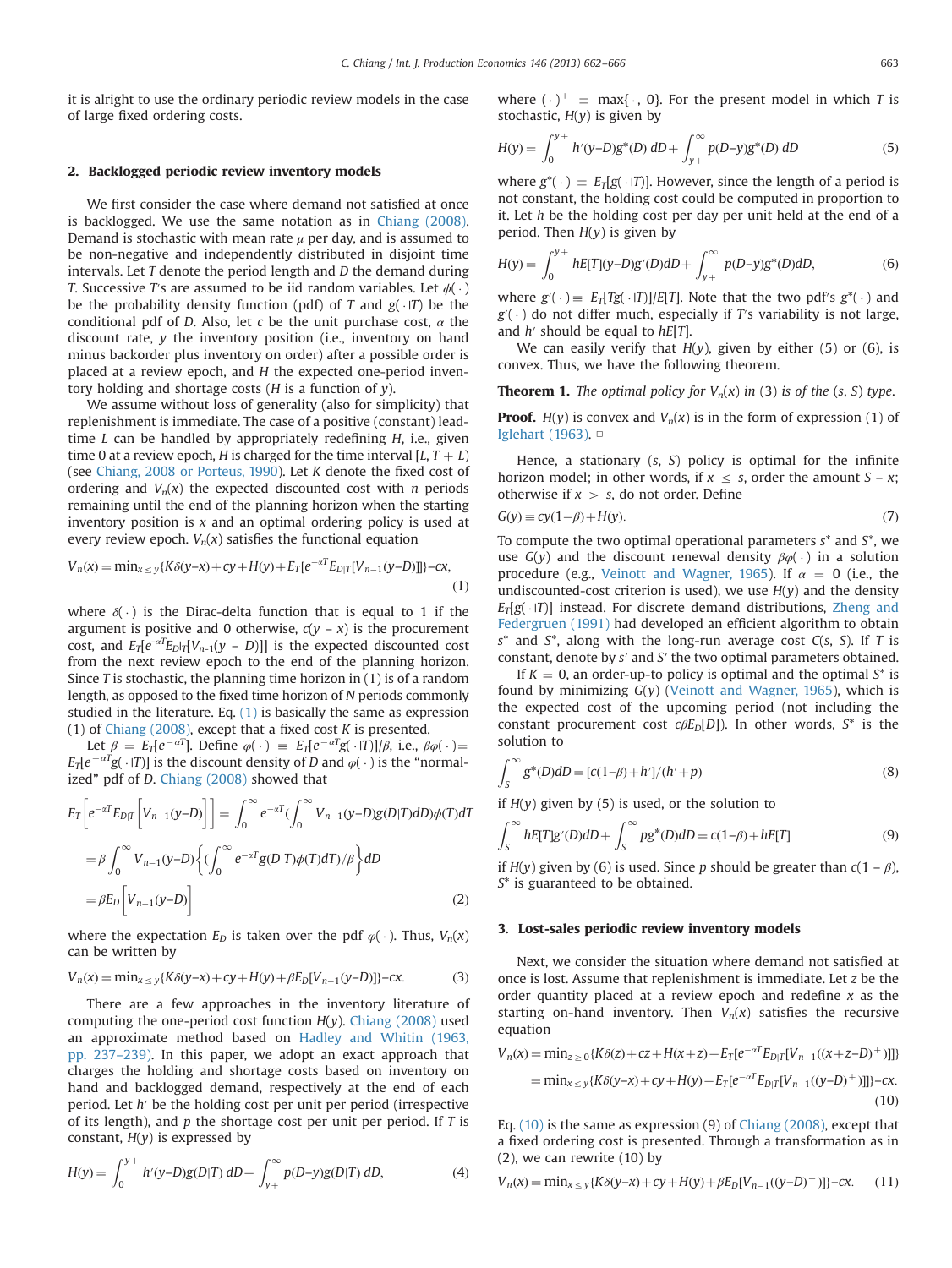it is alright to use the ordinary periodic review models in the case of large fixed ordering costs.

## 2. Backlogged periodic review inventory models

We first consider the case where demand not satisfied at once is backlogged. We use the same notation as in Chiang (2008). Demand is stochastic with mean rate $\mu$ per day, and is assumed to be non-negative and independently distributed in disjoint time intervals. Let $T$ denote the period length and $D$ the demand during $T$. Successive $T$'s are assumed to be iid random variables. Let $\phi(\cdot)$ be the probability density function (pdf) of $T$ and $g(\cdot|T)$ be the conditional pdf of $D$. Also, let $c$ be the unit purchase cost, $\alpha$ the discount rate, $y$ the inventory position (i.e., inventory on hand minus backorder plus inventory on order) after a possible order is placed at a review epoch, and $H$ the expected one-period inventory holding and shortage costs ($H$ is a function of $y$).

We assume without loss of generality (also for simplicity) that replenishment is immediate. The case of a positive (constant) lead-time $L$ can be handled by appropriately redefining $H$, i.e., given time 0 at a review epoch, $H$ is charged for the time interval $[L, T+L)$ (see Chiang, 2008 or Porteus, 1990). Let $K$ denote the fixed cost of ordering and $V_n(x)$ the expected discounted cost with $n$ periods remaining until the end of the planning horizon when the starting inventory position is $x$ and an optimal ordering policy is used at every review epoch. $V_n(x)$ satisfies the functional equation

$$V_n(x) = \min_{x \le y}\{K\delta(y-x)+cy+H(y)+E_T[e^{-\alpha T}E_{D|T}[V_{n-1}(y-D)]]\}-cx, \tag{1}$$

where $\delta(\cdot)$ is the Dirac-delta function that is equal to 1 if the argument is positive and 0 otherwise, $c(y-x)$ is the procurement cost, and $E_T[e^{-\alpha T}E_{D|T}[V_{n-1}(y-D)]]$ is the expected discounted cost from the next review epoch to the end of the planning horizon. Since $T$ is stochastic, the planning time horizon in (1) is of a random length, as opposed to the fixed time horizon of $N$ periods commonly studied in the literature. Eq. (1) is basically the same as expression (1) of Chiang (2008), except that a fixed cost $K$ is presented.

Let $\beta = E_T[e^{-\alpha T}]$. Define $\varphi(\cdot) \equiv E_T[e^{-\alpha T}g(\cdot|T)]/\beta$, i.e., $\beta\varphi(\cdot) = E_T[e^{-\alpha T}g(\cdot|T)]$ is the discount density of $D$ and $\varphi(\cdot)$ is the "normalized" pdf of $D$. Chiang (2008) showed that

$$\begin{aligned} E_T\left[e^{-\alpha T}E_{D|T}\left[V_{n-1}(y-D)\right]\right] &= \int_0^\infty e^{-\alpha T}\left(\int_0^\infty V_{n-1}(y-D)g(D|T)dD\right)\phi(T)dT \\ &= \beta\int_0^\infty V_{n-1}(y-D)\left\{\left(\int_0^\infty e^{-\alpha T}g(D|T)\phi(T)dT\right)/\beta\right\}dD \\ &= \beta E_D\left[V_{n-1}(y-D)\right] \end{aligned} \tag{2}$$

where the expectation $E_D$ is taken over the pdf $\varphi(\cdot)$. Thus, $V_n(x)$ can be written by

$$V_n(x) = \min_{x \le y}\{K\delta(y-x)+cy+H(y)+\beta E_D[V_{n-1}(y-D)]\}-cx. \tag{3}$$

There are a few approaches in the inventory literature of computing the one-period cost function $H(y)$. Chiang (2008) used an approximate method based on Hadley and Whitin (1963, pp. 237–239). In this paper, we adopt an exact approach that charges the holding and shortage costs based on inventory on hand and backlogged demand, respectively at the end of each period. Let $h'$ be the holding cost per unit per period (irrespective of its length), and $p$ the shortage cost per unit per period. If $T$ is constant, $H(y)$ is expressed by

$$H(y) = \int_0^{y+} h'(y-D)g(D|T)\,dD + \int_{y+}^\infty p(D-y)g(D|T)\,dD, \tag{4}$$

where $(\cdot)^+ \equiv \max\{\cdot, 0\}$. For the present model in which $T$ is stochastic, $H(y)$ is given by

$$H(y) = \int_0^{y+} h'(y-D)g^*(D)\,dD + \int_{y+}^\infty p(D-y)g^*(D)\,dD \tag{5}$$

where $g^*(\cdot) \equiv E_T[g(\cdot|T)]$. However, since the length of a period is not constant, the holding cost could be computed in proportion to it. Let $h$ be the holding cost per day per unit held at the end of a period. Then $H(y)$ is given by

$$H(y) = \int_0^{y+} hE[T](y-D)g'(D)dD + \int_{y+}^\infty p(D-y)g^*(D)dD, \tag{6}$$

where $g'(\cdot) \equiv E_T[Tg(\cdot|T)]/E[T]$. Note that the two pdf's $g^*(\cdot)$ and $g'(\cdot)$ do not differ much, especially if $T$'s variability is not large, and $h'$ should be equal to $hE[T]$.

We can easily verify that $H(y)$, given by either (5) or (6), is convex. Thus, we have the following theorem.

**Theorem 1.** *The optimal policy for $V_n(x)$ in (3) is of the (s, S) type.*

**Proof.** $H(y)$ is convex and $V_n(x)$ is in the form of expression (1) of Iglehart (1963). □

Hence, a stationary $(s, S)$ policy is optimal for the infinite horizon model; in other words, if $x \le s$, order the amount $S-x$; otherwise if $x > s$, do not order. Define

$$G(y) \equiv cy(1-\beta)+H(y). \tag{7}$$

To compute the two optimal operational parameters $s^*$ and $S^*$, we use $G(y)$ and the discount renewal density $\beta\varphi(\cdot)$ in a solution procedure (e.g., Veinott and Wagner, 1965). If $\alpha = 0$ (i.e., the undiscounted-cost criterion is used), we use $H(y)$ and the density $E_T[g(\cdot|T)]$ instead. For discrete demand distributions, Zheng and Federgruen (1991) had developed an efficient algorithm to obtain $s^*$ and $S^*$, along with the long-run average cost $C(s, S)$. If $T$ is constant, denote by $s'$ and $S'$ the two optimal parameters obtained.

If $K = 0$, an order-up-to policy is optimal and the optimal $S^*$ is found by minimizing $G(y)$ (Veinott and Wagner, 1965), which is the expected cost of the upcoming period (not including the constant procurement cost $c\beta E_D[D]$). In other words, $S^*$ is the solution to

$$\int_S^\infty g^*(D)dD = [c(1-\beta)+h']/(h'+p) \tag{8}$$

if $H(y)$ given by (5) is used, or the solution to

$$\int_S^\infty hE[T]g'(D)dD + \int_S^\infty pg^*(D)dD = c(1-\beta)+hE[T] \tag{9}$$

if $H(y)$ given by (6) is used. Since $p$ should be greater than $c(1-\beta)$, $S^*$ is guaranteed to be obtained.

## 3. Lost-sales periodic review inventory models

Next, we consider the situation where demand not satisfied at once is lost. Assume that replenishment is immediate. Let $z$ be the order quantity placed at a review epoch and redefine $x$ as the starting on-hand inventory. Then $V_n(x)$ satisfies the recursive equation

$$\begin{aligned} V_n(x) &= \min_{z \ge 0}\{K\delta(z)+cz+H(x+z)+E_T[e^{-\alpha T}E_{D|T}[V_{n-1}((x+z-D)^+)]]\} \\ &= \min_{x \le y}\{K\delta(y-x)+cy+H(y)+E_T[e^{-\alpha T}E_{D|T}[V_{n-1}((y-D)^+)]]\}-cx. \end{aligned} \tag{10}$$

Eq. (10) is the same as expression (9) of Chiang (2008), except that a fixed ordering cost is presented. Through a transformation as in (2), we can rewrite (10) by

$$V_n(x) = \min_{x \le y}\{K\delta(y-x)+cy+H(y)+\beta E_D[V_{n-1}((y-D)^+)]\}-cx. \tag{11}$$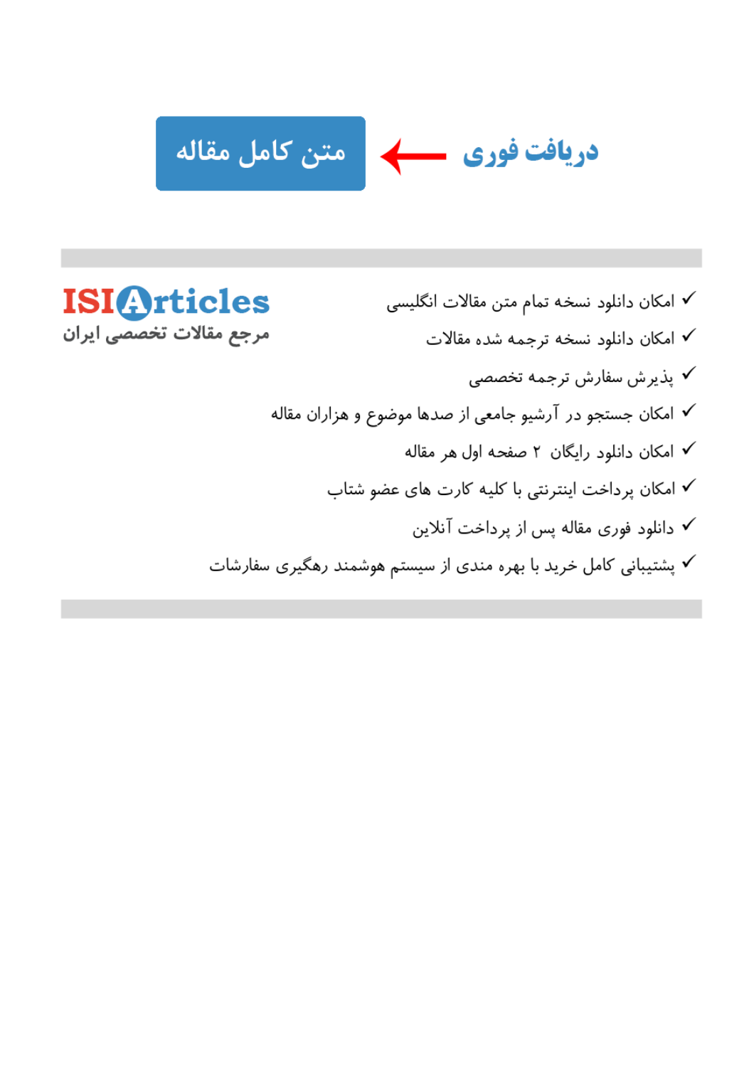دریافت فوری ← **متن کامل مقاله**

**ISIArticles**
مرجع مقالات تخصصی ایران

- ✓ امکان دانلود نسخه تمام متن مقالات انگلیسی
- ✓ امکان دانلود نسخه ترجمه شده مقالات
- ✓ پذیرش سفارش ترجمه تخصصی
- ✓ امکان جستجو در آرشیو جامعی از صدها موضوع و هزاران مقاله
- ✓ امکان دانلود رایگان ۲ صفحه اول هر مقاله
- ✓ امکان پرداخت اینترنتی با کلیه کارت های عضو شتاب
- ✓ دانلود فوری مقاله پس از پرداخت آنلاین
- ✓ پشتیبانی کامل خرید با بهره مندی از سیستم هوشمند رهگیری سفارشات